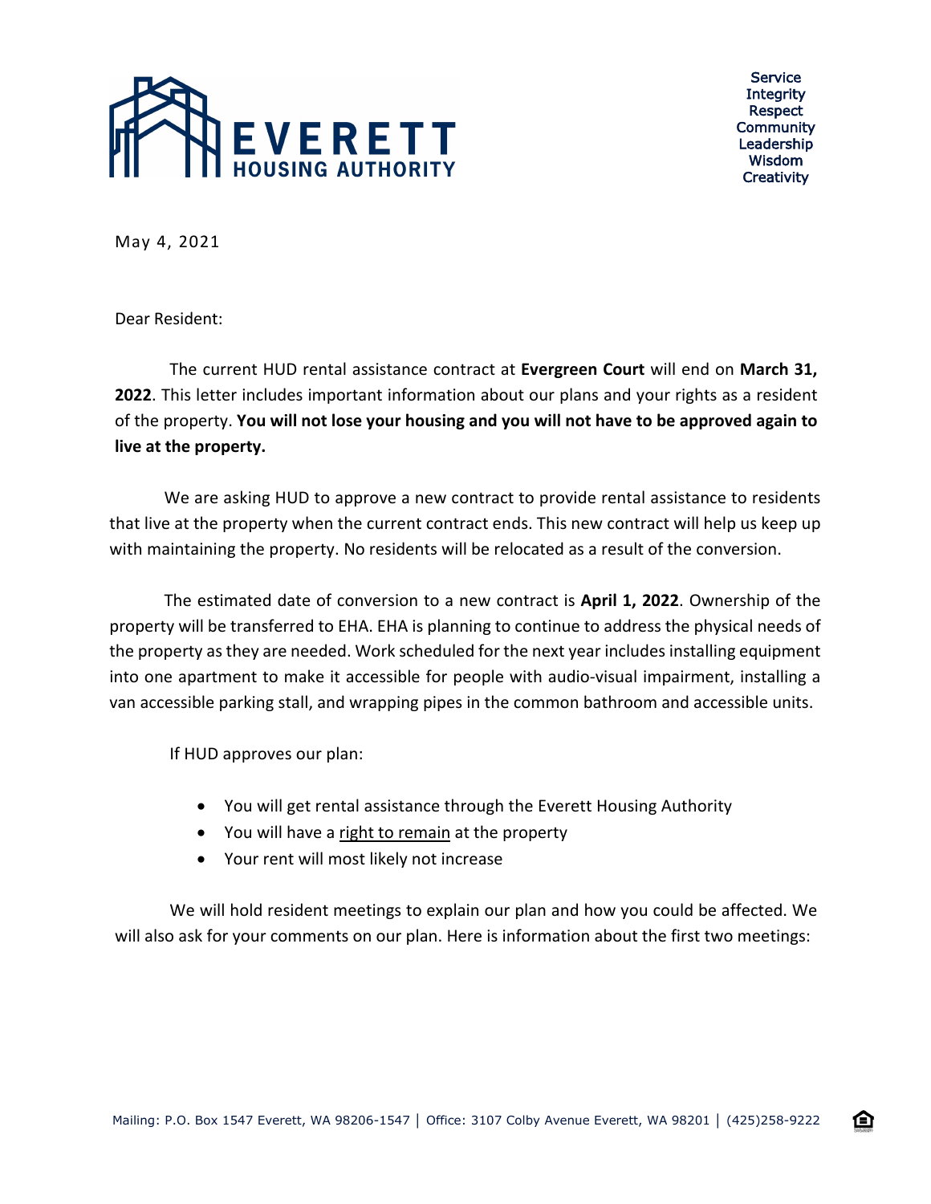# EVERETT HOUSING AUTHORITY

Service
Integrity
Respect
Community
Leadership
Wisdom
Creativity

May 4, 2021

Dear Resident:

The current HUD rental assistance contract at **Evergreen Court** will end on **March 31, 2022**. This letter includes important information about our plans and your rights as a resident of the property. **You will not lose your housing and you will not have to be approved again to live at the property.**

We are asking HUD to approve a new contract to provide rental assistance to residents that live at the property when the current contract ends. This new contract will help us keep up with maintaining the property. No residents will be relocated as a result of the conversion.

The estimated date of conversion to a new contract is **April 1, 2022**. Ownership of the property will be transferred to EHA. EHA is planning to continue to address the physical needs of the property as they are needed. Work scheduled for the next year includes installing equipment into one apartment to make it accessible for people with audio-visual impairment, installing a van accessible parking stall, and wrapping pipes in the common bathroom and accessible units.

If HUD approves our plan:

- You will get rental assistance through the Everett Housing Authority
- You will have a right to remain at the property
- Your rent will most likely not increase

We will hold resident meetings to explain our plan and how you could be affected. We will also ask for your comments on our plan. Here is information about the first two meetings:

Mailing: P.O. Box 1547 Everett, WA 98206-1547 | Office: 3107 Colby Avenue Everett, WA 98201 | (425)258-9222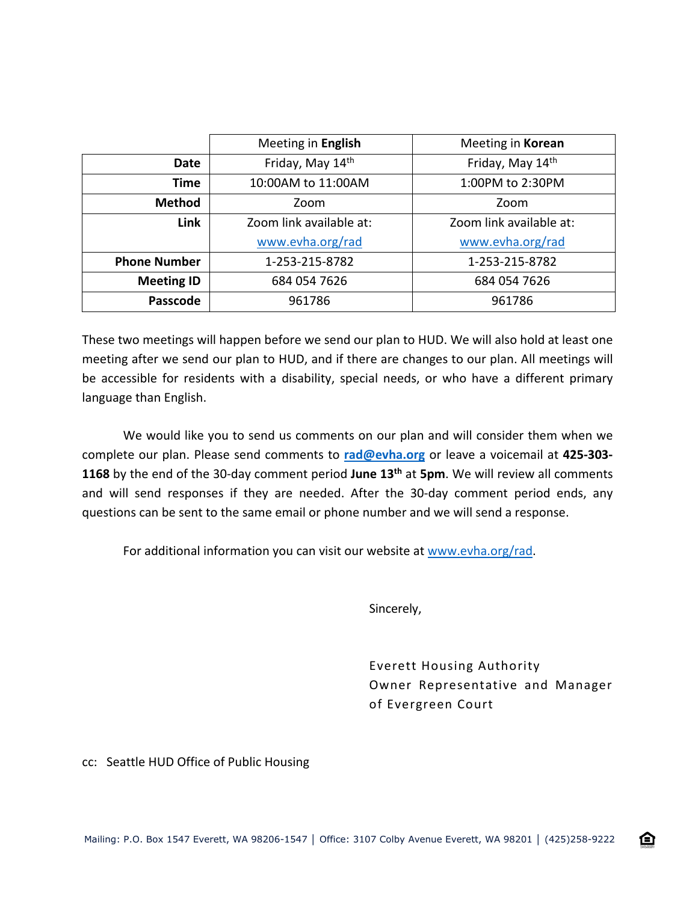| | Meeting in **English** | Meeting in **Korean** |
|---|---|---|
| **Date** | Friday, May 14th | Friday, May 14th |
| **Time** | 10:00AM to 11:00AM | 1:00PM to 2:30PM |
| **Method** | Zoom | Zoom |
| **Link** | Zoom link available at: www.evha.org/rad | Zoom link available at: www.evha.org/rad |
| **Phone Number** | 1-253-215-8782 | 1-253-215-8782 |
| **Meeting ID** | 684 054 7626 | 684 054 7626 |
| **Passcode** | 961786 | 961786 |

These two meetings will happen before we send our plan to HUD. We will also hold at least one meeting after we send our plan to HUD, and if there are changes to our plan. All meetings will be accessible for residents with a disability, special needs, or who have a different primary language than English.

We would like you to send us comments on our plan and will consider them when we complete our plan. Please send comments to **rad@evha.org** or leave a voicemail at **425-303-1168** by the end of the 30-day comment period **June 13th** at **5pm**. We will review all comments and will send responses if they are needed. After the 30-day comment period ends, any questions can be sent to the same email or phone number and we will send a response.

For additional information you can visit our website at www.evha.org/rad.

Sincerely,

Everett Housing Authority
Owner Representative and Manager
of Evergreen Court

cc: Seattle HUD Office of Public Housing

Mailing: P.O. Box 1547 Everett, WA 98206-1547 | Office: 3107 Colby Avenue Everett, WA 98201 | (425)258-9222